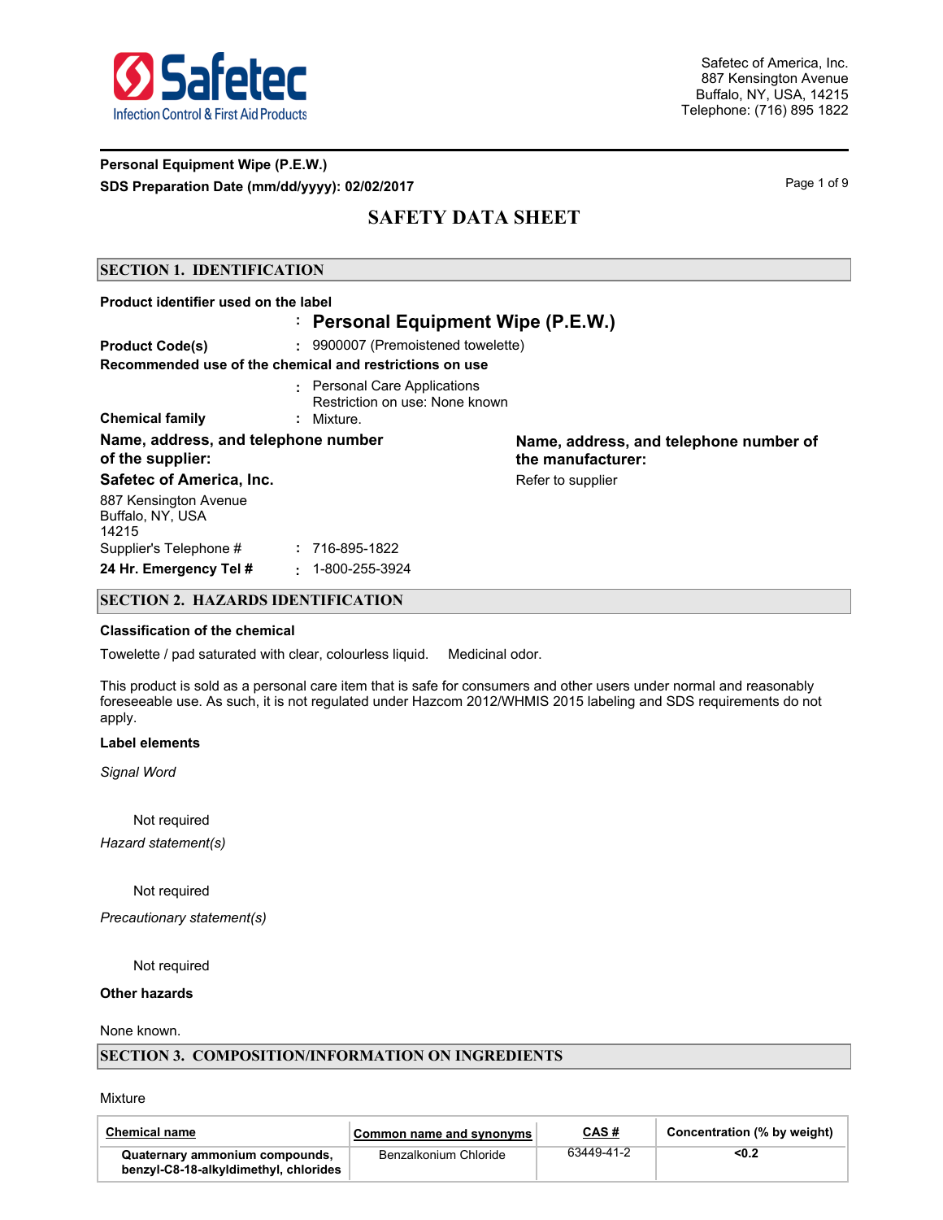Safetec

Infection Control & First Aid Products

Safetec of America, Inc.
887 Kensington Avenue
Buffalo, NY, USA, 14215
Telephone: (716) 895 1822

**Personal Equipment Wipe (P.E.W.)**
**SDS Preparation Date (mm/dd/yyyy): 02/02/2017**

# SAFETY DATA SHEET

## SECTION 1. IDENTIFICATION

**Product identifier used on the label**
: **Personal Equipment Wipe (P.E.W.)**

**Product Code(s)** : 9900007 (Premoistened towelette)

**Recommended use of the chemical and restrictions on use**
: Personal Care Applications
Restriction on use: None known

**Chemical family** : Mixture.

**Name, address, and telephone number of the supplier:**

**Safetec of America, Inc.**
887 Kensington Avenue
Buffalo, NY, USA
14215
Supplier's Telephone # : 716-895-1822
**24 Hr. Emergency Tel #** : 1-800-255-3924

**Name, address, and telephone number of the manufacturer:**
Refer to supplier

## SECTION 2. HAZARDS IDENTIFICATION

**Classification of the chemical**

Towelette / pad saturated with clear, colourless liquid. Medicinal odor.

This product is sold as a personal care item that is safe for consumers and other users under normal and reasonably foreseeable use. As such, it is not regulated under Hazcom 2012/WHMIS 2015 labeling and SDS requirements do not apply.

**Label elements**

*Signal Word*

Not required

*Hazard statement(s)*

Not required

*Precautionary statement(s)*

Not required

**Other hazards**

None known.

## SECTION 3. COMPOSITION/INFORMATION ON INGREDIENTS

Mixture

| Chemical name | Common name and synonyms | CAS # | Concentration (% by weight) |
|---|---|---|---|
| **Quaternary ammonium compounds, benzyl-C8-18-alkyldimethyl, chlorides** | Benzalkonium Chloride | 63449-41-2 | **<0.2** |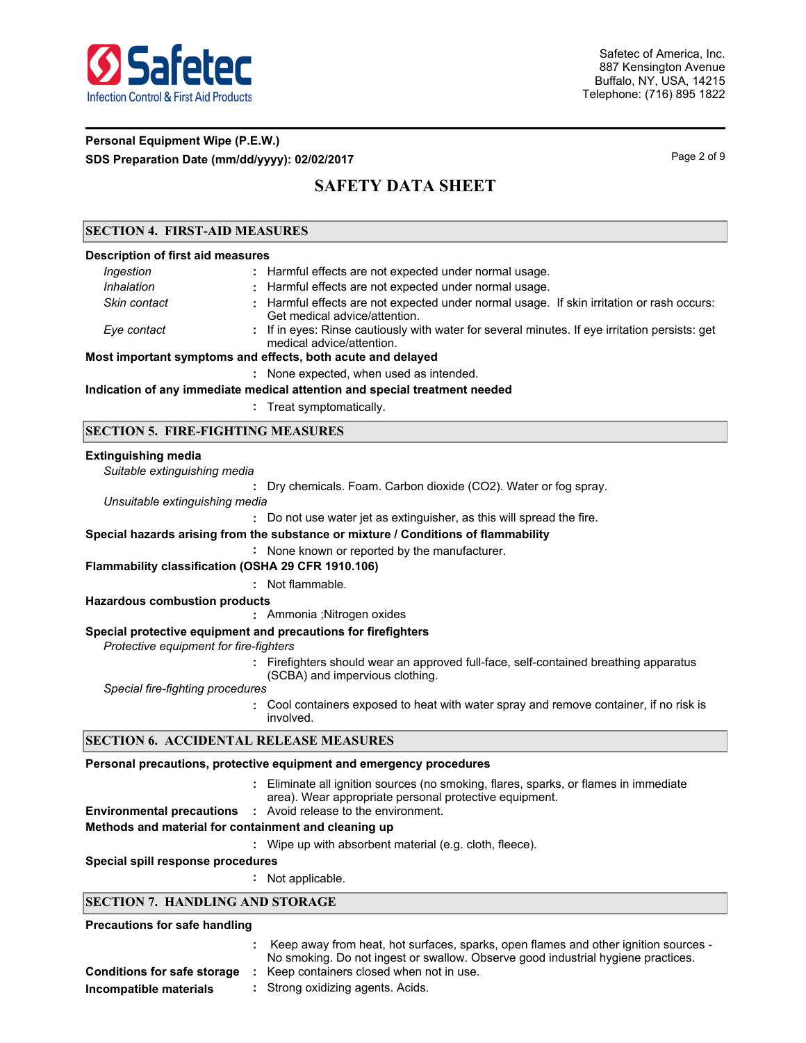## SECTION 4. FIRST-AID MEASURES

**Description of first aid measures**

*Ingestion* : Harmful effects are not expected under normal usage.

*Inhalation* : Harmful effects are not expected under normal usage.

*Skin contact* : Harmful effects are not expected under normal usage. If skin irritation or rash occurs: Get medical advice/attention.

*Eye contact* : If in eyes: Rinse cautiously with water for several minutes. If eye irritation persists: get medical advice/attention.

**Most important symptoms and effects, both acute and delayed**

: None expected, when used as intended.

**Indication of any immediate medical attention and special treatment needed**

: Treat symptomatically.

## SECTION 5. FIRE-FIGHTING MEASURES

**Extinguishing media**

*Suitable extinguishing media*

: Dry chemicals. Foam. Carbon dioxide ($CO_2$). Water or fog spray.

*Unsuitable extinguishing media*

: Do not use water jet as extinguisher, as this will spread the fire.

**Special hazards arising from the substance or mixture / Conditions of flammability**

: None known or reported by the manufacturer.

**Flammability classification (OSHA 29 CFR 1910.106)**

: Not flammable.

**Hazardous combustion products**

: Ammonia ;Nitrogen oxides

**Special protective equipment and precautions for firefighters**

*Protective equipment for fire-fighters*

: Firefighters should wear an approved full-face, self-contained breathing apparatus (SCBA) and impervious clothing.

*Special fire-fighting procedures*

: Cool containers exposed to heat with water spray and remove container, if no risk is involved.

## SECTION 6. ACCIDENTAL RELEASE MEASURES

**Personal precautions, protective equipment and emergency procedures**

: Eliminate all ignition sources (no smoking, flares, sparks, or flames in immediate area). Wear appropriate personal protective equipment.

**Environmental precautions** : Avoid release to the environment.

**Methods and material for containment and cleaning up**

: Wipe up with absorbent material (e.g. cloth, fleece).

**Special spill response procedures**

: Not applicable.

## SECTION 7. HANDLING AND STORAGE

**Precautions for safe handling**

: Keep away from heat, hot surfaces, sparks, open flames and other ignition sources - No smoking. Do not ingest or swallow. Observe good industrial hygiene practices.

**Conditions for safe storage** : Keep containers closed when not in use.

**Incompatible materials** : Strong oxidizing agents. Acids.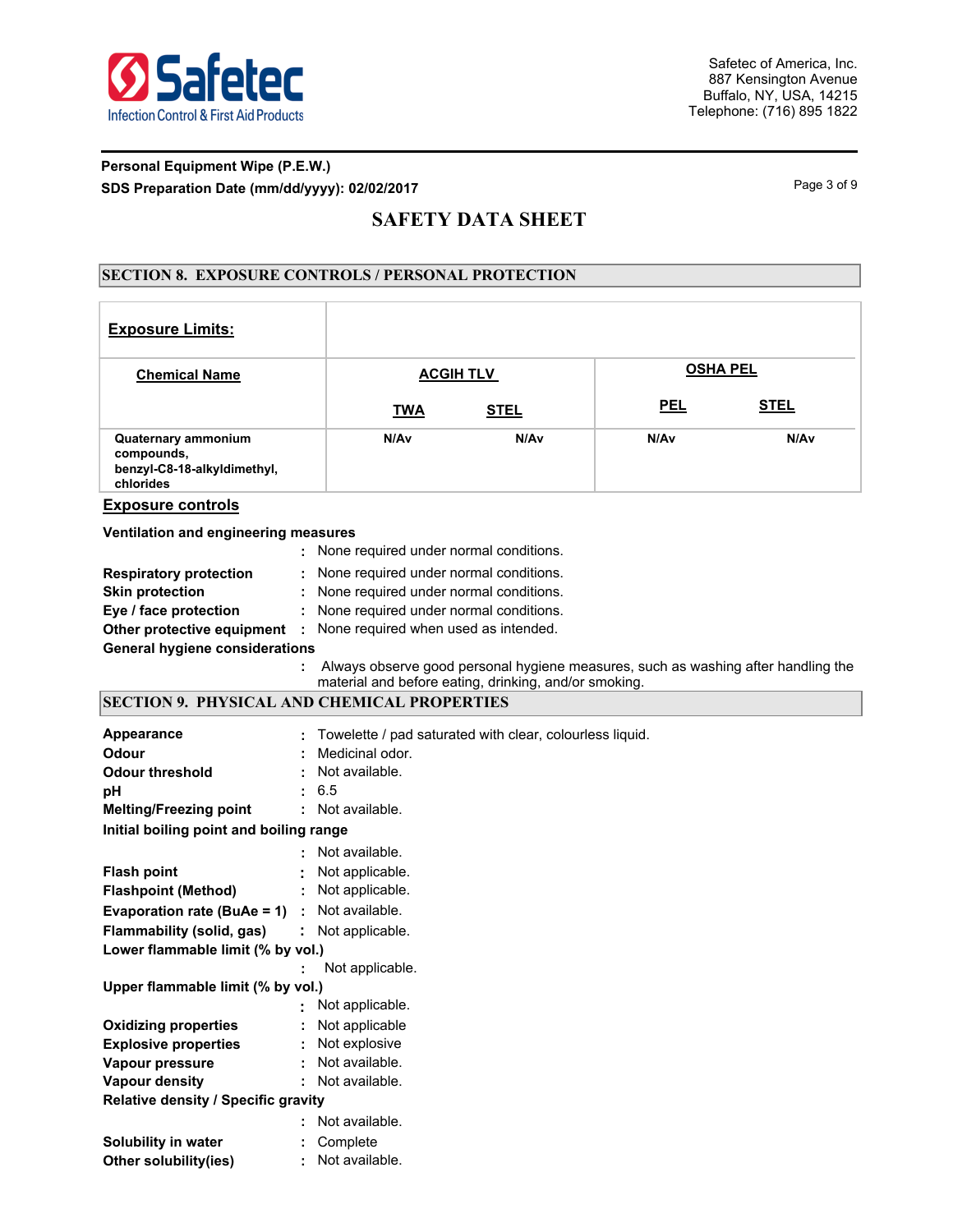Personal Equipment Wipe (P.E.W.)
SDS Preparation Date (mm/dd/yyyy): 02/02/2017

# SAFETY DATA SHEET

## SECTION 8. EXPOSURE CONTROLS / PERSONAL PROTECTION

**Exposure Limits:**

| Chemical Name | ACGIH TLV | | OSHA PEL | |
|---|---|---|---|---|
| | TWA | STEL | PEL | STEL |
| Quaternary ammonium compounds, benzyl-C8-18-alkyldimethyl, chlorides | N/Av | N/Av | N/Av | N/Av |

**Exposure controls**

**Ventilation and engineering measures** : None required under normal conditions.

**Respiratory protection** : None required under normal conditions.

**Skin protection** : None required under normal conditions.

**Eye / face protection** : None required under normal conditions.

**Other protective equipment** : None required when used as intended.

**General hygiene considerations** : Always observe good personal hygiene measures, such as washing after handling the material and before eating, drinking, and/or smoking.

## SECTION 9. PHYSICAL AND CHEMICAL PROPERTIES

**Appearance** : Towelette / pad saturated with clear, colourless liquid.

**Odour** : Medicinal odor.

**Odour threshold** : Not available.

**pH** : 6.5

**Melting/Freezing point** : Not available.

**Initial boiling point and boiling range** : Not available.

**Flash point** : Not applicable.

**Flashpoint (Method)** : Not applicable.

**Evaporation rate (BuAe = 1)** : Not available.

**Flammability (solid, gas)** : Not applicable.

**Lower flammable limit (% by vol.)** : Not applicable.

**Upper flammable limit (% by vol.)** : Not applicable.

**Oxidizing properties** : Not applicable

**Explosive properties** : Not explosive

**Vapour pressure** : Not available.

**Vapour density** : Not available.

**Relative density / Specific gravity** : Not available.

**Solubility in water** : Complete

**Other solubility(ies)** : Not available.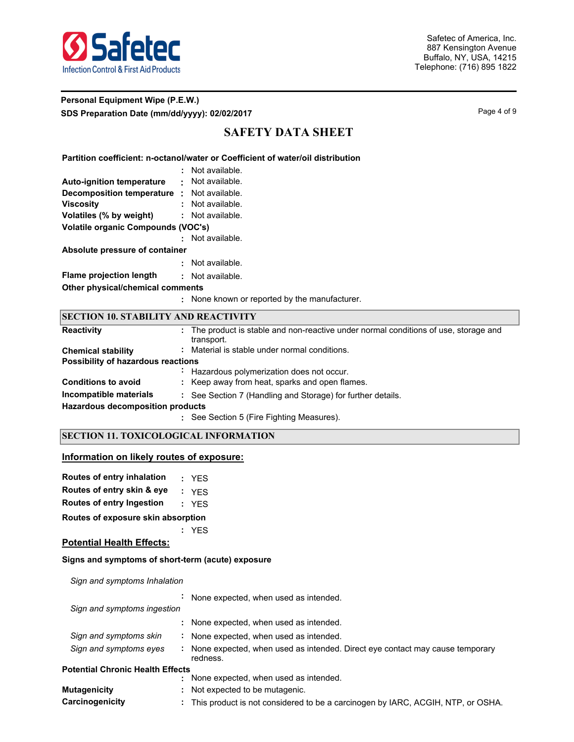**Partition coefficient: n-octanol/water or Coefficient of water/oil distribution**

: Not available.

**Auto-ignition temperature** : Not available.

**Decomposition temperature** : Not available.

**Viscosity** : Not available.

**Volatiles (% by weight)** : Not available.

**Volatile organic Compounds (VOC's)**

: Not available.

**Absolute pressure of container**

: Not available.

**Flame projection length** : Not available.

**Other physical/chemical comments**

: None known or reported by the manufacturer.

## SECTION 10. STABILITY AND REACTIVITY

**Reactivity** : The product is stable and non-reactive under normal conditions of use, storage and transport.

**Chemical stability** : Material is stable under normal conditions.

**Possibility of hazardous reactions**

: Hazardous polymerization does not occur.

**Conditions to avoid** : Keep away from heat, sparks and open flames.

**Incompatible materials** : See Section 7 (Handling and Storage) for further details.

**Hazardous decomposition products**

: See Section 5 (Fire Fighting Measures).

## SECTION 11. TOXICOLOGICAL INFORMATION

### Information on likely routes of exposure:

**Routes of entry inhalation** : YES

**Routes of entry skin & eye** : YES

**Routes of entry Ingestion** : YES

**Routes of exposure skin absorption**

: YES

### Potential Health Effects:

**Signs and symptoms of short-term (acute) exposure**

*Sign and symptoms Inhalation*

: None expected, when used as intended.

*Sign and symptoms ingestion*

: None expected, when used as intended.

*Sign and symptoms skin* : None expected, when used as intended.

*Sign and symptoms eyes* : None expected, when used as intended. Direct eye contact may cause temporary redness.

**Potential Chronic Health Effects**

: None expected, when used as intended.

**Mutagenicity** : Not expected to be mutagenic.

**Carcinogenicity** : This product is not considered to be a carcinogen by IARC, ACGIH, NTP, or OSHA.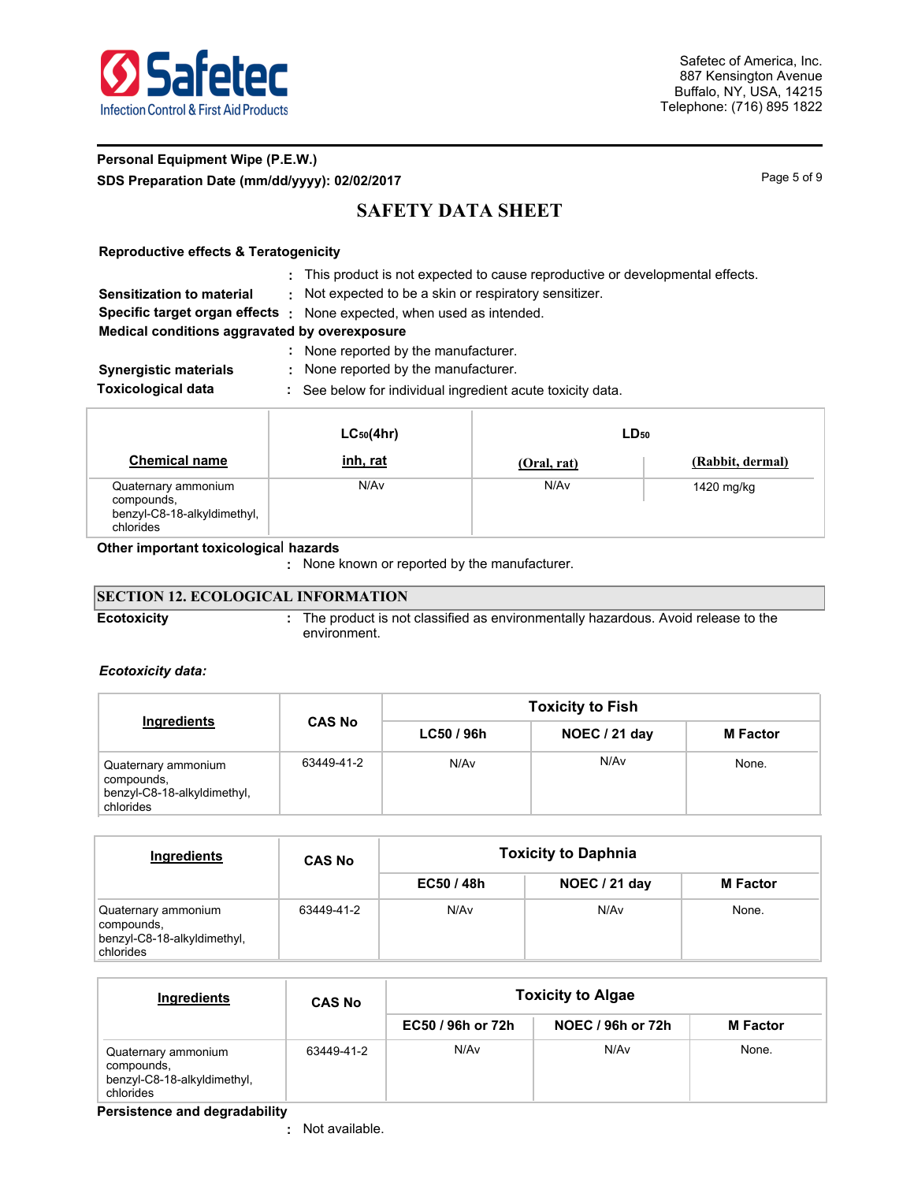**Reproductive effects & Teratogenicity**

: This product is not expected to cause reproductive or developmental effects.

**Sensitization to material** : Not expected to be a skin or respiratory sensitizer.

**Specific target organ effects** : None expected, when used as intended.

**Medical conditions aggravated by overexposure**

: None reported by the manufacturer.

**Synergistic materials** : None reported by the manufacturer.

**Toxicological data** : See below for individual ingredient acute toxicity data.

| Chemical name | $LC_{50}$(4hr) inh, rat | $LD_{50}$ (Oral, rat) | $LD_{50}$ (Rabbit, dermal) |
|---|---|---|---|
| Quaternary ammonium compounds, benzyl-C8-18-alkyldimethyl, chlorides | N/Av | N/Av | 1420 mg/kg |

**Other important toxicological hazards**

: None known or reported by the manufacturer.

## SECTION 12. ECOLOGICAL INFORMATION

**Ecotoxicity** : The product is not classified as environmentally hazardous. Avoid release to the environment.

***Ecotoxicity data:***

| Ingredients | CAS No | Toxicity to Fish | | |
|---|---|---|---|---|
| | | LC50 / 96h | NOEC / 21 day | M Factor |
| Quaternary ammonium compounds, benzyl-C8-18-alkyldimethyl, chlorides | 63449-41-2 | N/Av | N/Av | None. |

| Ingredients | CAS No | Toxicity to Daphnia | | |
|---|---|---|---|---|
| | | EC50 / 48h | NOEC / 21 day | M Factor |
| Quaternary ammonium compounds, benzyl-C8-18-alkyldimethyl, chlorides | 63449-41-2 | N/Av | N/Av | None. |

| Ingredients | CAS No | Toxicity to Algae | | |
|---|---|---|---|---|
| | | EC50 / 96h or 72h | NOEC / 96h or 72h | M Factor |
| Quaternary ammonium compounds, benzyl-C8-18-alkyldimethyl, chlorides | 63449-41-2 | N/Av | N/Av | None. |

**Persistence and degradability**

: Not available.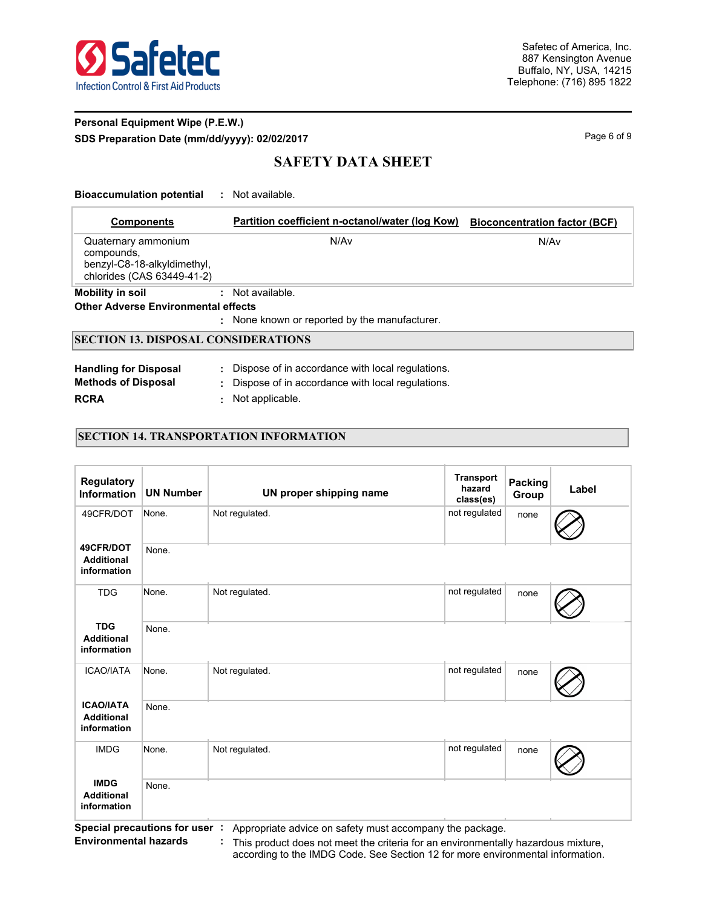**Bioaccumulation potential** : Not available.

| Components | Partition coefficient n-octanol/water (log Kow) | Bioconcentration factor (BCF) |
|---|---|---|
| Quaternary ammonium compounds, benzyl-C8-18-alkyldimethyl, chlorides (CAS 63449-41-2) | N/Av | N/Av |

**Mobility in soil** : Not available.

**Other Adverse Environmental effects**
: None known or reported by the manufacturer.

## SECTION 13. DISPOSAL CONSIDERATIONS

**Handling for Disposal** : Dispose of in accordance with local regulations.
**Methods of Disposal** : Dispose of in accordance with local regulations.
**RCRA** : Not applicable.

## SECTION 14. TRANSPORTATION INFORMATION

| Regulatory Information | UN Number | UN proper shipping name | Transport hazard class(es) | Packing Group | Label |
|---|---|---|---|---|---|
| 49CFR/DOT | None. | Not regulated. | not regulated | none | |
| **49CFR/DOT Additional information** | None. | | | | |
| TDG | None. | Not regulated. | not regulated | none | |
| **TDG Additional information** | None. | | | | |
| ICAO/IATA | None. | Not regulated. | not regulated | none | |
| **ICAO/IATA Additional information** | None. | | | | |
| IMDG | None. | Not regulated. | not regulated | none | |
| **IMDG Additional information** | None. | | | | |

**Special precautions for user** : Appropriate advice on safety must accompany the package.
**Environmental hazards** : This product does not meet the criteria for an environmentally hazardous mixture, according to the IMDG Code. See Section 12 for more environmental information.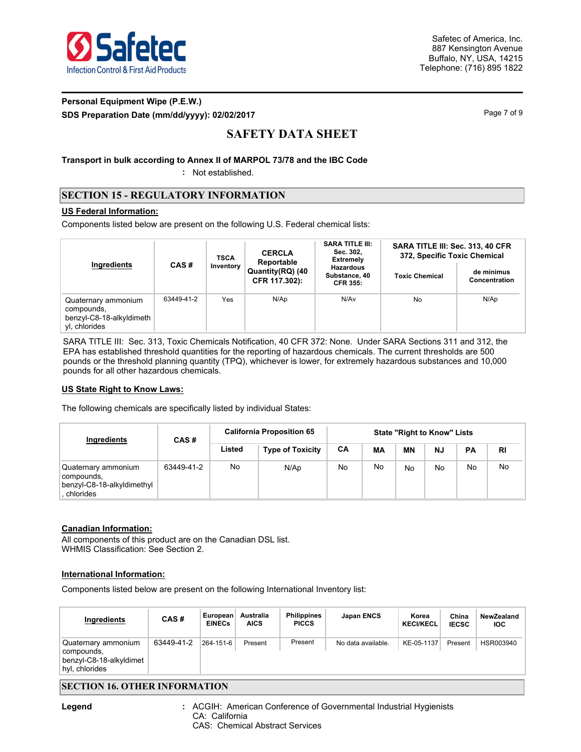**Transport in bulk according to Annex II of MARPOL 73/78 and the IBC Code**

: Not established.

## SECTION 15 - REGULATORY INFORMATION

**US Federal Information:**

Components listed below are present on the following U.S. Federal chemical lists:

| Ingredients | CAS # | TSCA Inventory | CERCLA Reportable Quantity(RQ) (40 CFR 117.302): | SARA TITLE III: Sec. 302, Extremely Hazardous Substance, 40 CFR 355: | SARA TITLE III: Sec. 313, 40 CFR 372, Specific Toxic Chemical | |
|---|---|---|---|---|---|---|
| | | | | | Toxic Chemical | de minimus Concentration |
| Quaternary ammonium compounds, benzyl-C8-18-alkyldimethyl, chlorides | 63449-41-2 | Yes | N/Ap | N/Av | No | N/Ap |

SARA TITLE III: Sec. 313, Toxic Chemicals Notification, 40 CFR 372: None. Under SARA Sections 311 and 312, the EPA has established threshold quantities for the reporting of hazardous chemicals. The current thresholds are 500 pounds or the threshold planning quantity (TPQ), whichever is lower, for extremely hazardous substances and 10,000 pounds for all other hazardous chemicals.

**US State Right to Know Laws:**

The following chemicals are specifically listed by individual States:

| Ingredients | CAS # | California Proposition 65 | | State "Right to Know" Lists | | | | | |
|---|---|---|---|---|---|---|---|---|---|
| | | Listed | Type of Toxicity | CA | MA | MN | NJ | PA | RI |
| Quaternary ammonium compounds, benzyl-C8-18-alkyldimethyl, chlorides | 63449-41-2 | No | N/Ap | No | No | No | No | No | No |

**Canadian Information:**

All components of this product are on the Canadian DSL list.
WHMIS Classification: See Section 2.

**International Information:**

Components listed below are present on the following International Inventory list:

| Ingredients | CAS # | European EINECs | Australia AICS | Philippines PICCS | Japan ENCS | Korea KECI/KECL | China IECSC | NewZealand IOC |
|---|---|---|---|---|---|---|---|---|
| Quaternary ammonium compounds, benzyl-C8-18-alkyldimethyl, chlorides | 63449-41-2 | 264-151-6 | Present | Present | No data available. | KE-05-1137 | Present | HSR003940 |

## SECTION 16. OTHER INFORMATION

**Legend** : ACGIH: American Conference of Governmental Industrial Hygienists
CA: California
CAS: Chemical Abstract Services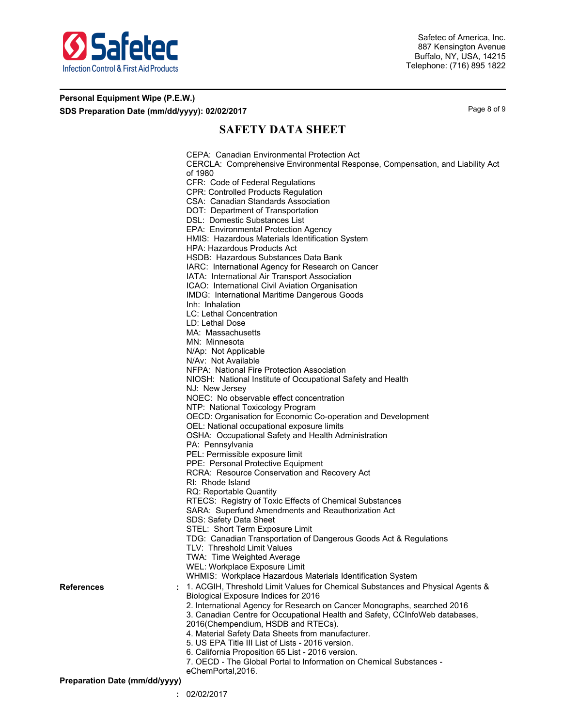CEPA: Canadian Environmental Protection Act
CERCLA: Comprehensive Environmental Response, Compensation, and Liability Act of 1980
CFR: Code of Federal Regulations
CPR: Controlled Products Regulation
CSA: Canadian Standards Association
DOT: Department of Transportation
DSL: Domestic Substances List
EPA: Environmental Protection Agency
HMIS: Hazardous Materials Identification System
HPA: Hazardous Products Act
HSDB: Hazardous Substances Data Bank
IARC: International Agency for Research on Cancer
IATA: International Air Transport Association
ICAO: International Civil Aviation Organisation
IMDG: International Maritime Dangerous Goods
Inh: Inhalation
LC: Lethal Concentration
LD: Lethal Dose
MA: Massachusetts
MN: Minnesota
N/Ap: Not Applicable
N/Av: Not Available
NFPA: National Fire Protection Association
NIOSH: National Institute of Occupational Safety and Health
NJ: New Jersey
NOEC: No observable effect concentration
NTP: National Toxicology Program
OECD: Organisation for Economic Co-operation and Development
OEL: National occupational exposure limits
OSHA: Occupational Safety and Health Administration
PA: Pennsylvania
PEL: Permissible exposure limit
PPE: Personal Protective Equipment
RCRA: Resource Conservation and Recovery Act
RI: Rhode Island
RQ: Reportable Quantity
RTECS: Registry of Toxic Effects of Chemical Substances
SARA: Superfund Amendments and Reauthorization Act
SDS: Safety Data Sheet
STEL: Short Term Exposure Limit
TDG: Canadian Transportation of Dangerous Goods Act & Regulations
TLV: Threshold Limit Values
TWA: Time Weighted Average
WEL: Workplace Exposure Limit
WHMIS: Workplace Hazardous Materials Identification System

**References** :
1. ACGIH, Threshold Limit Values for Chemical Substances and Physical Agents & Biological Exposure Indices for 2016
2. International Agency for Research on Cancer Monographs, searched 2016
3. Canadian Centre for Occupational Health and Safety, CCInfoWeb databases, 2016(Chempendium, HSDB and RTECs).
4. Material Safety Data Sheets from manufacturer.
5. US EPA Title III List of Lists - 2016 version.
6. California Proposition 65 List - 2016 version.
7. OECD - The Global Portal to Information on Chemical Substances - eChemPortal,2016.

**Preparation Date (mm/dd/yyyy)** : 02/02/2017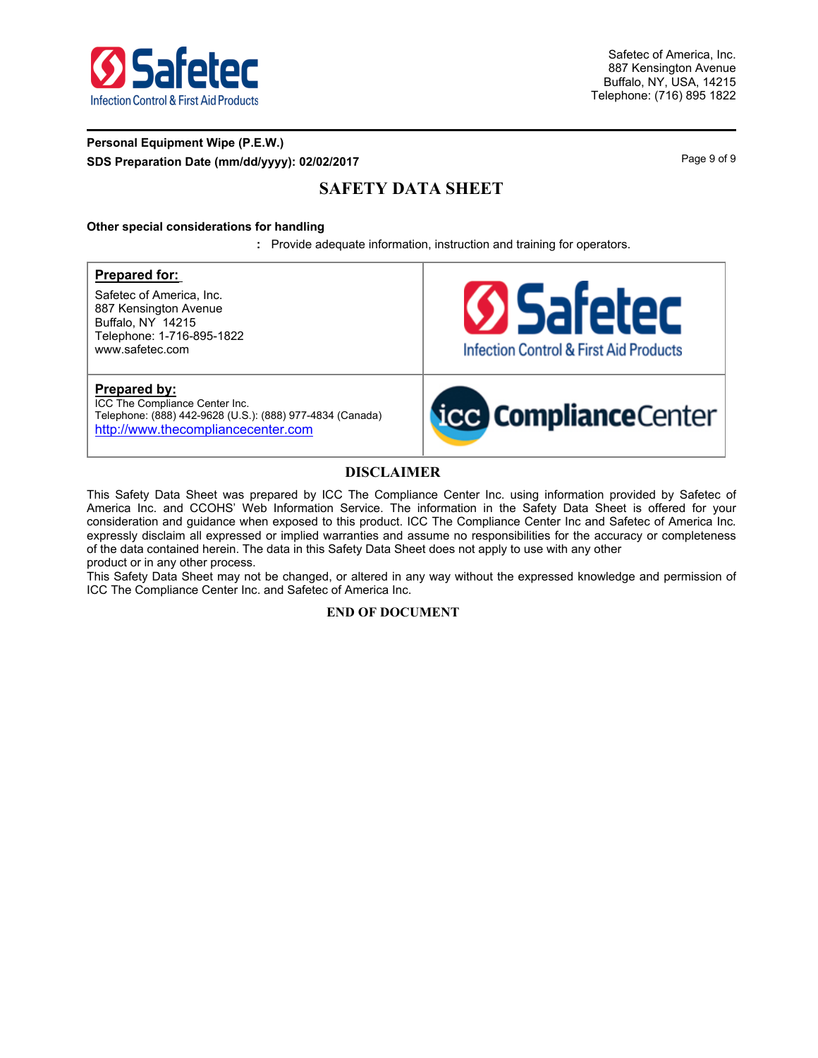## SAFETY DATA SHEET

**Other special considerations for handling**

: Provide adequate information, instruction and training for operators.

| | |
|---|---|
| **Prepared for:** Safetec of America, Inc. 887 Kensington Avenue Buffalo, NY 14215 Telephone: 1-716-895-1822 www.safetec.com | Safetec Infection Control & First Aid Products |
| **Prepared by:** ICC The Compliance Center Inc. Telephone: (888) 442-9628 (U.S.): (888) 977-4834 (Canada) http://www.thecompliancecenter.com | icc ComplianceCenter |

### DISCLAIMER

This Safety Data Sheet was prepared by ICC The Compliance Center Inc. using information provided by Safetec of America Inc. and CCOHS' Web Information Service. The information in the Safety Data Sheet is offered for your consideration and guidance when exposed to this product. ICC The Compliance Center Inc and Safetec of America Inc. expressly disclaim all expressed or implied warranties and assume no responsibilities for the accuracy or completeness of the data contained herein. The data in this Safety Data Sheet does not apply to use with any other product or in any other process.

This Safety Data Sheet may not be changed, or altered in any way without the expressed knowledge and permission of ICC The Compliance Center Inc. and Safetec of America Inc.

**END OF DOCUMENT**